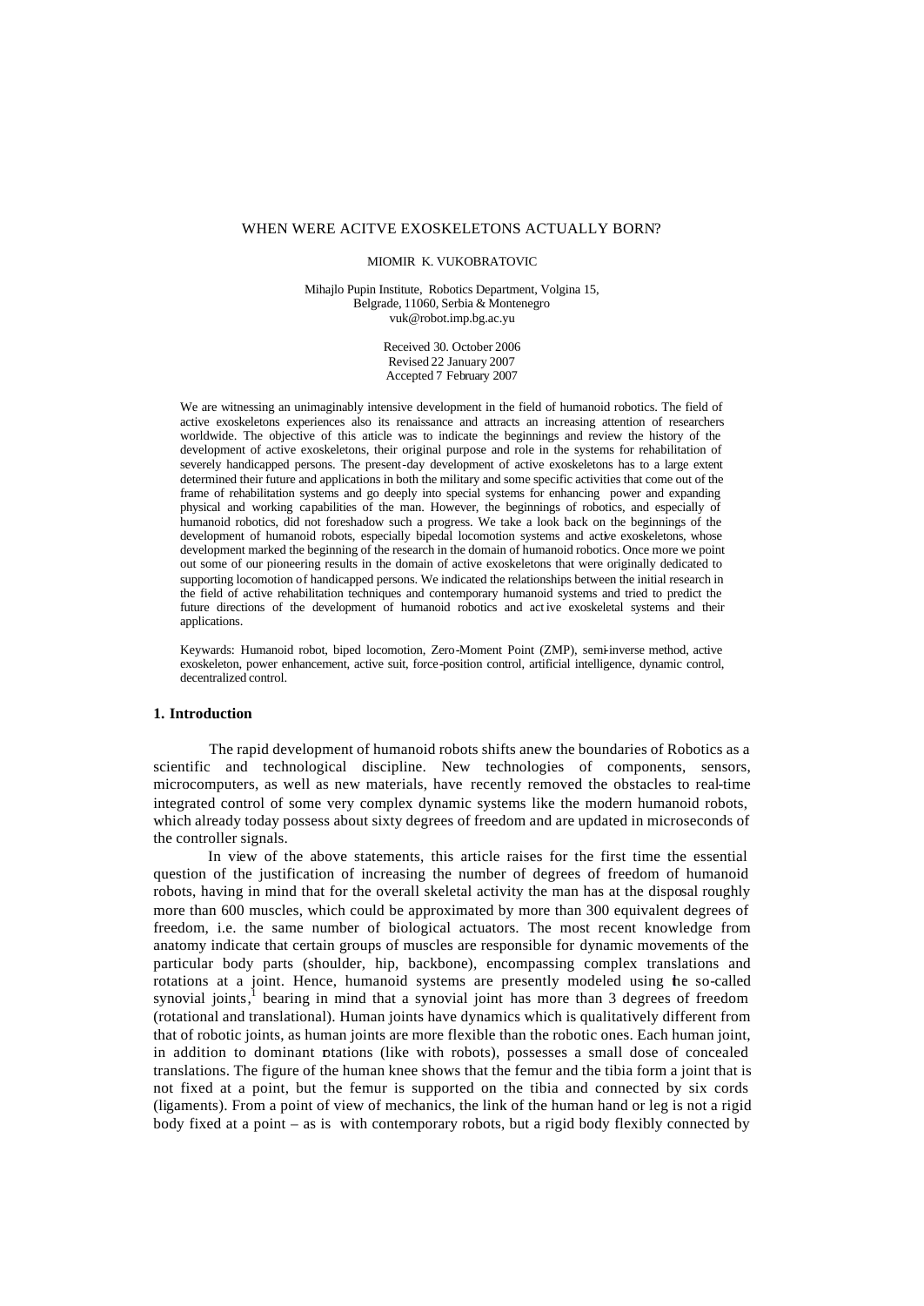# WHEN WERE ACITVE EXOSKELETONS ACTUALLY BORN?

MIOMIR K. VUKOBRATOVIC

Mihajlo Pupin Institute, Robotics Department, Volgina 15,
Belgrade, 11060, Serbia & Montenegro
vuk@robot.imp.bg.ac.yu

Received 30. October 2006
Revised 22 January 2007
Accepted 7 February 2007

We are witnessing an unimaginably intensive development in the field of humanoid robotics. The field of active exoskeletons experiences also its renaissance and attracts an increasing attention of researchers worldwide. The objective of this article was to indicate the beginnings and review the history of the development of active exoskeletons, their original purpose and role in the systems for rehabilitation of severely handicapped persons. The present-day development of active exoskeletons has to a large extent determined their future and applications in both the military and some specific activities that come out of the frame of rehabilitation systems and go deeply into special systems for enhancing power and expanding physical and working capabilities of the man. However, the beginnings of robotics, and especially of humanoid robotics, did not foreshadow such a progress. We take a look back on the beginnings of the development of humanoid robots, especially bipedal locomotion systems and active exoskeletons, whose development marked the beginning of the research in the domain of humanoid robotics. Once more we point out some of our pioneering results in the domain of active exoskeletons that were originally dedicated to supporting locomotion of handicapped persons. We indicated the relationships between the initial research in the field of active rehabilitation techniques and contemporary humanoid systems and tried to predict the future directions of the development of humanoid robotics and active exoskeletal systems and their applications.

Keywords: Humanoid robot, biped locomotion, Zero-Moment Point (ZMP), semi-inverse method, active exoskeleton, power enhancement, active suit, force-position control, artificial intelligence, dynamic control, decentralized control.

## 1. Introduction

The rapid development of humanoid robots shifts anew the boundaries of Robotics as a scientific and technological discipline. New technologies of components, sensors, microcomputers, as well as new materials, have recently removed the obstacles to real-time integrated control of some very complex dynamic systems like the modern humanoid robots, which already today possess about sixty degrees of freedom and are updated in microseconds of the controller signals.

In view of the above statements, this article raises for the first time the essential question of the justification of increasing the number of degrees of freedom of humanoid robots, having in mind that for the overall skeletal activity the man has at the disposal roughly more than 600 muscles, which could be approximated by more than 300 equivalent degrees of freedom, i.e. the same number of biological actuators. The most recent knowledge from anatomy indicate that certain groups of muscles are responsible for dynamic movements of the particular body parts (shoulder, hip, backbone), encompassing complex translations and rotations at a joint. Hence, humanoid systems are presently modeled using the so-called synovial joints,[1] bearing in mind that a synovial joint has more than 3 degrees of freedom (rotational and translational). Human joints have dynamics which is qualitatively different from that of robotic joints, as human joints are more flexible than the robotic ones. Each human joint, in addition to dominant rotations (like with robots), possesses a small dose of concealed translations. The figure of the human knee shows that the femur and the tibia form a joint that is not fixed at a point, but the femur is supported on the tibia and connected by six cords (ligaments). From a point of view of mechanics, the link of the human hand or leg is not a rigid body fixed at a point – as is with contemporary robots, but a rigid body flexibly connected by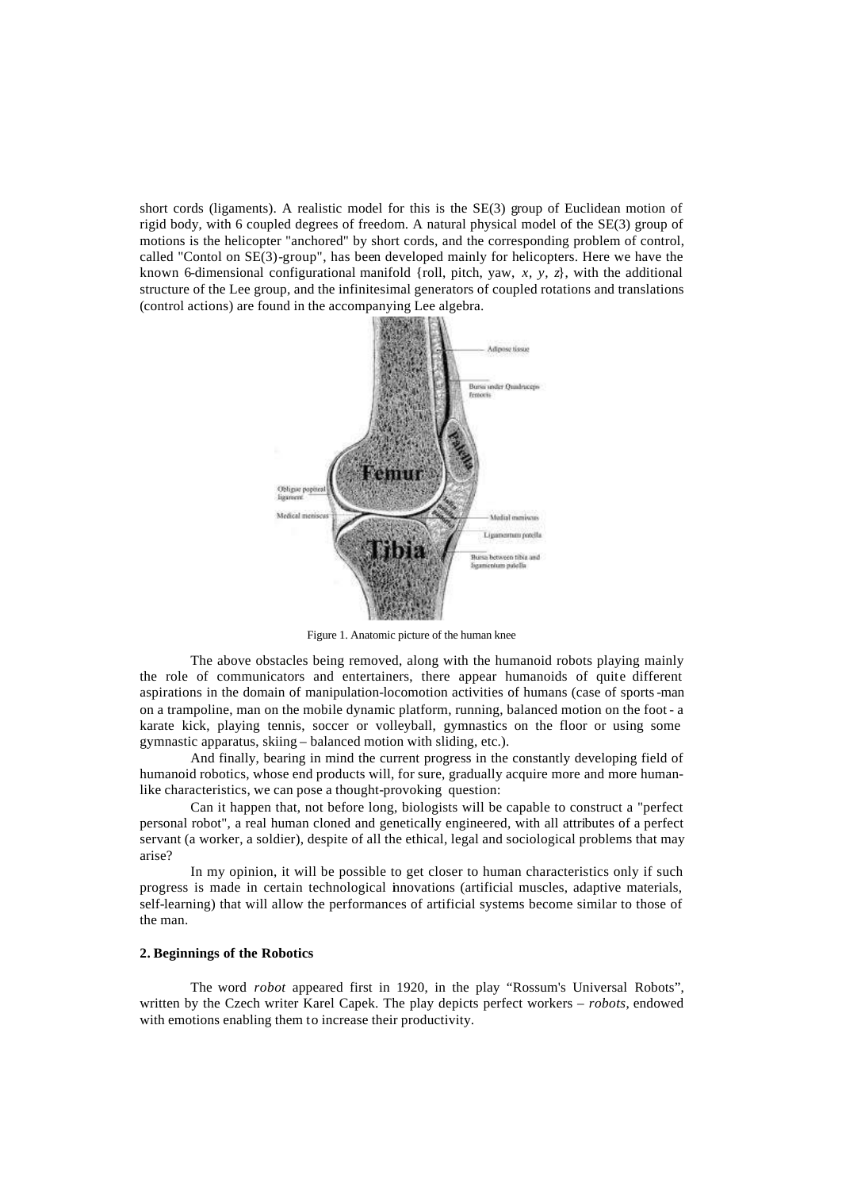short cords (ligaments). A realistic model for this is the SE(3) group of Euclidean motion of rigid body, with 6 coupled degrees of freedom. A natural physical model of the SE(3) group of motions is the helicopter "anchored" by short cords, and the corresponding problem of control, called "Contol on SE(3)-group", has been developed mainly for helicopters. Here we have the known 6-dimensional configurational manifold {roll, pitch, yaw, $x$, $y$, $z$}, with the additional structure of the Lee group, and the infinitesimal generators of coupled rotations and translations (control actions) are found in the accompanying Lee algebra.

Figure 1. Anatomic picture of the human knee

The above obstacles being removed, along with the humanoid robots playing mainly the role of communicators and entertainers, there appear humanoids of quite different aspirations in the domain of manipulation-locomotion activities of humans (case of sports-man on a trampoline, man on the mobile dynamic platform, running, balanced motion on the foot - a karate kick, playing tennis, soccer or volleyball, gymnastics on the floor or using some gymnastic apparatus, skiing – balanced motion with sliding, etc.).

And finally, bearing in mind the current progress in the constantly developing field of humanoid robotics, whose end products will, for sure, gradually acquire more and more human-like characteristics, we can pose a thought-provoking question:

Can it happen that, not before long, biologists will be capable to construct a "perfect personal robot", a real human cloned and genetically engineered, with all attributes of a perfect servant (a worker, a soldier), despite of all the ethical, legal and sociological problems that may arise?

In my opinion, it will be possible to get closer to human characteristics only if such progress is made in certain technological innovations (artificial muscles, adaptive materials, self-learning) that will allow the performances of artificial systems become similar to those of the man.

## 2. Beginnings of the Robotics

The word *robot* appeared first in 1920, in the play "Rossum's Universal Robots", written by the Czech writer Karel Capek. The play depicts perfect workers – *robots*, endowed with emotions enabling them to increase their productivity.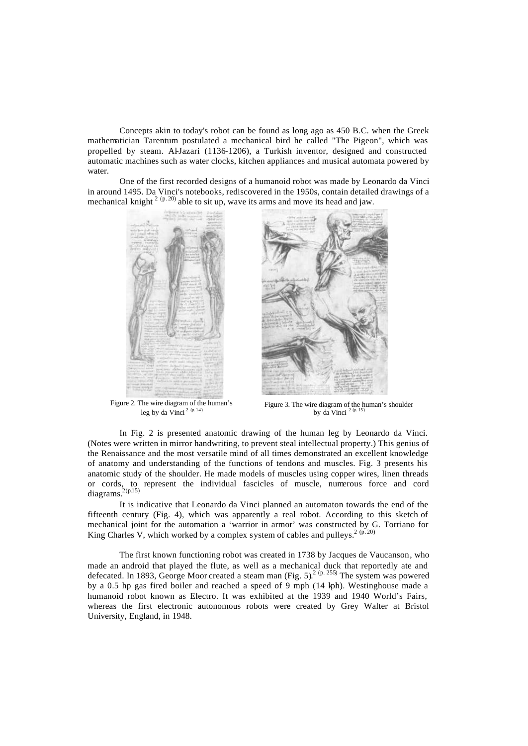Concepts akin to today's robot can be found as long ago as 450 B.C. when the Greek mathematician Tarentum postulated a mechanical bird he called "The Pigeon", which was propelled by steam. Al-Jazari (1136-1206), a Turkish inventor, designed and constructed automatic machines such as water clocks, kitchen appliances and musical automata powered by water.

One of the first recorded designs of a humanoid robot was made by Leonardo da Vinci in around 1495. Da Vinci's notebooks, rediscovered in the 1950s, contain detailed drawings of a mechanical knight [2 (p. 20)] able to sit up, wave its arms and move its head and jaw.

Figure 2. The wire diagram of the human's leg by da Vinci [2 (p. 14)]

Figure 3. The wire diagram of the human's shoulder by da Vinci [2 (p. 15)]

In Fig. 2 is presented anatomic drawing of the human leg by Leonardo da Vinci. (Notes were written in mirror handwriting, to prevent steal intellectual property.) This genius of the Renaissance and the most versatile mind of all times demonstrated an excellent knowledge of anatomy and understanding of the functions of tendons and muscles. Fig. 3 presents his anatomic study of the shoulder. He made models of muscles using copper wires, linen threads or cords, to represent the individual fascicles of muscle, numerous force and cord diagrams.[2(p.15)]

It is indicative that Leonardo da Vinci planned an automaton towards the end of the fifteenth century (Fig. 4), which was apparently a real robot. According to this sketch of mechanical joint for the automation a 'warrior in armor' was constructed by G. Torriano for King Charles V, which worked by a complex system of cables and pulleys.[2 (p. 20)]

The first known functioning robot was created in 1738 by Jacques de Vaucanson, who made an android that played the flute, as well as a mechanical duck that reportedly ate and defecated. In 1893, George Moor created a steam man (Fig. 5).[2 (p. 255)] The system was powered by a 0.5 hp gas fired boiler and reached a speed of 9 mph (14 kph). Westinghouse made a humanoid robot known as Electro. It was exhibited at the 1939 and 1940 World's Fairs, whereas the first electronic autonomous robots were created by Grey Walter at Bristol University, England, in 1948.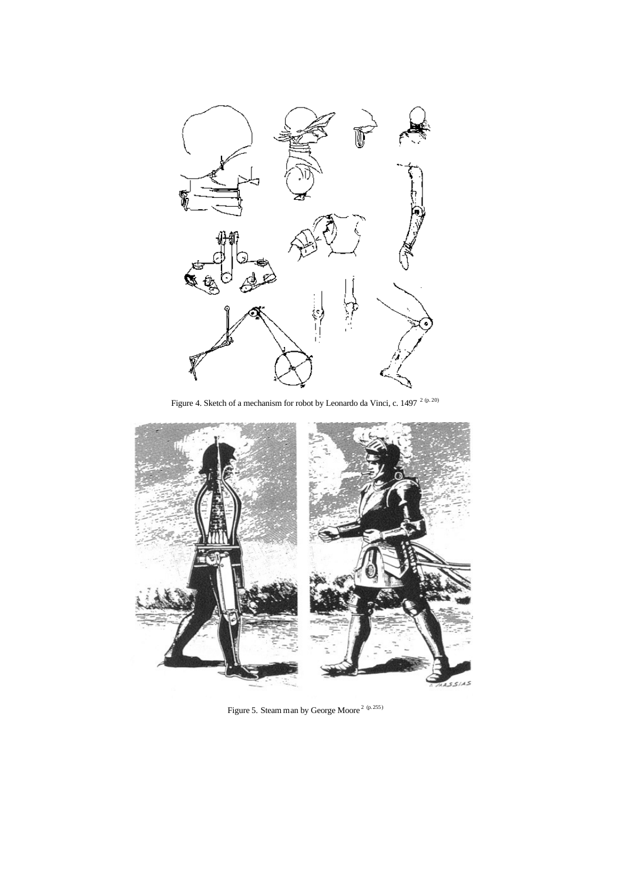Figure 4. Sketch of a mechanism for robot by Leonardo da Vinci, c. 1497 [2 (p. 20)]

Figure 5. Steam man by George Moore [2 (p. 255)]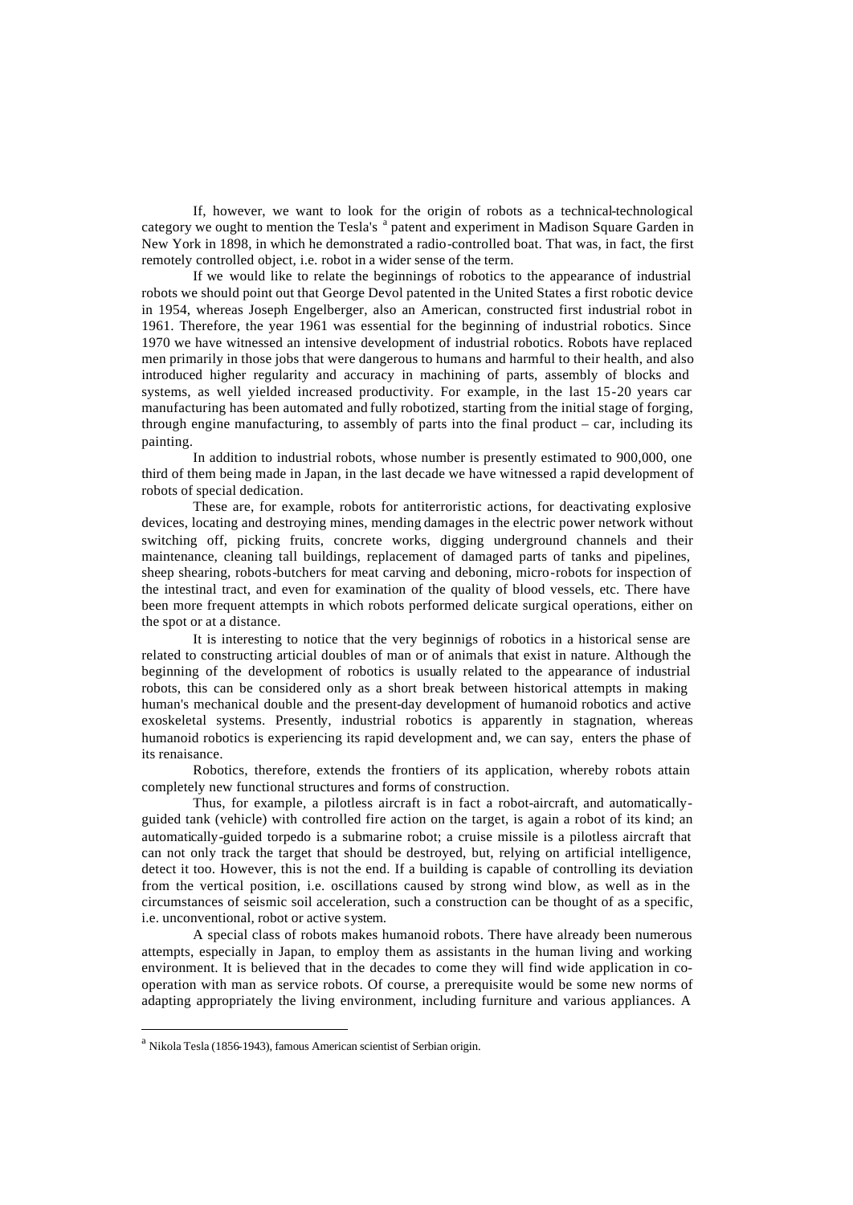If, however, we want to look for the origin of robots as a technical-technological category we ought to mention the Tesla's [a] patent and experiment in Madison Square Garden in New York in 1898, in which he demonstrated a radio-controlled boat. That was, in fact, the first remotely controlled object, i.e. robot in a wider sense of the term.

If we would like to relate the beginnings of robotics to the appearance of industrial robots we should point out that George Devol patented in the United States a first robotic device in 1954, whereas Joseph Engelberger, also an American, constructed first industrial robot in 1961. Therefore, the year 1961 was essential for the beginning of industrial robotics. Since 1970 we have witnessed an intensive development of industrial robotics. Robots have replaced men primarily in those jobs that were dangerous to humans and harmful to their health, and also introduced higher regularity and accuracy in machining of parts, assembly of blocks and systems, as well yielded increased productivity. For example, in the last 15-20 years car manufacturing has been automated and fully robotized, starting from the initial stage of forging, through engine manufacturing, to assembly of parts into the final product – car, including its painting.

In addition to industrial robots, whose number is presently estimated to 900,000, one third of them being made in Japan, in the last decade we have witnessed a rapid development of robots of special dedication.

These are, for example, robots for antiterroristic actions, for deactivating explosive devices, locating and destroying mines, mending damages in the electric power network without switching off, picking fruits, concrete works, digging underground channels and their maintenance, cleaning tall buildings, replacement of damaged parts of tanks and pipelines, sheep shearing, robots-butchers for meat carving and deboning, micro-robots for inspection of the intestinal tract, and even for examination of the quality of blood vessels, etc. There have been more frequent attempts in which robots performed delicate surgical operations, either on the spot or at a distance.

It is interesting to notice that the very beginnigs of robotics in a historical sense are related to constructing articial doubles of man or of animals that exist in nature. Although the beginning of the development of robotics is usually related to the appearance of industrial robots, this can be considered only as a short break between historical attempts in making human's mechanical double and the present-day development of humanoid robotics and active exoskeletal systems. Presently, industrial robotics is apparently in stagnation, whereas humanoid robotics is experiencing its rapid development and, we can say, enters the phase of its renaisance.

Robotics, therefore, extends the frontiers of its application, whereby robots attain completely new functional structures and forms of construction.

Thus, for example, a pilotless aircraft is in fact a robot-aircraft, and automatically-guided tank (vehicle) with controlled fire action on the target, is again a robot of its kind; an automatically-guided torpedo is a submarine robot; a cruise missile is a pilotless aircraft that can not only track the target that should be destroyed, but, relying on artificial intelligence, detect it too. However, this is not the end. If a building is capable of controlling its deviation from the vertical position, i.e. oscillations caused by strong wind blow, as well as in the circumstances of seismic soil acceleration, such a construction can be thought of as a specific, i.e. unconventional, robot or active system.

A special class of robots makes humanoid robots. There have already been numerous attempts, especially in Japan, to employ them as assistants in the human living and working environment. It is believed that in the decades to come they will find wide application in co-operation with man as service robots. Of course, a prerequisite would be some new norms of adapting appropriately the living environment, including furniture and various appliances. A

---

[a] Nikola Tesla (1856-1943), famous American scientist of Serbian origin.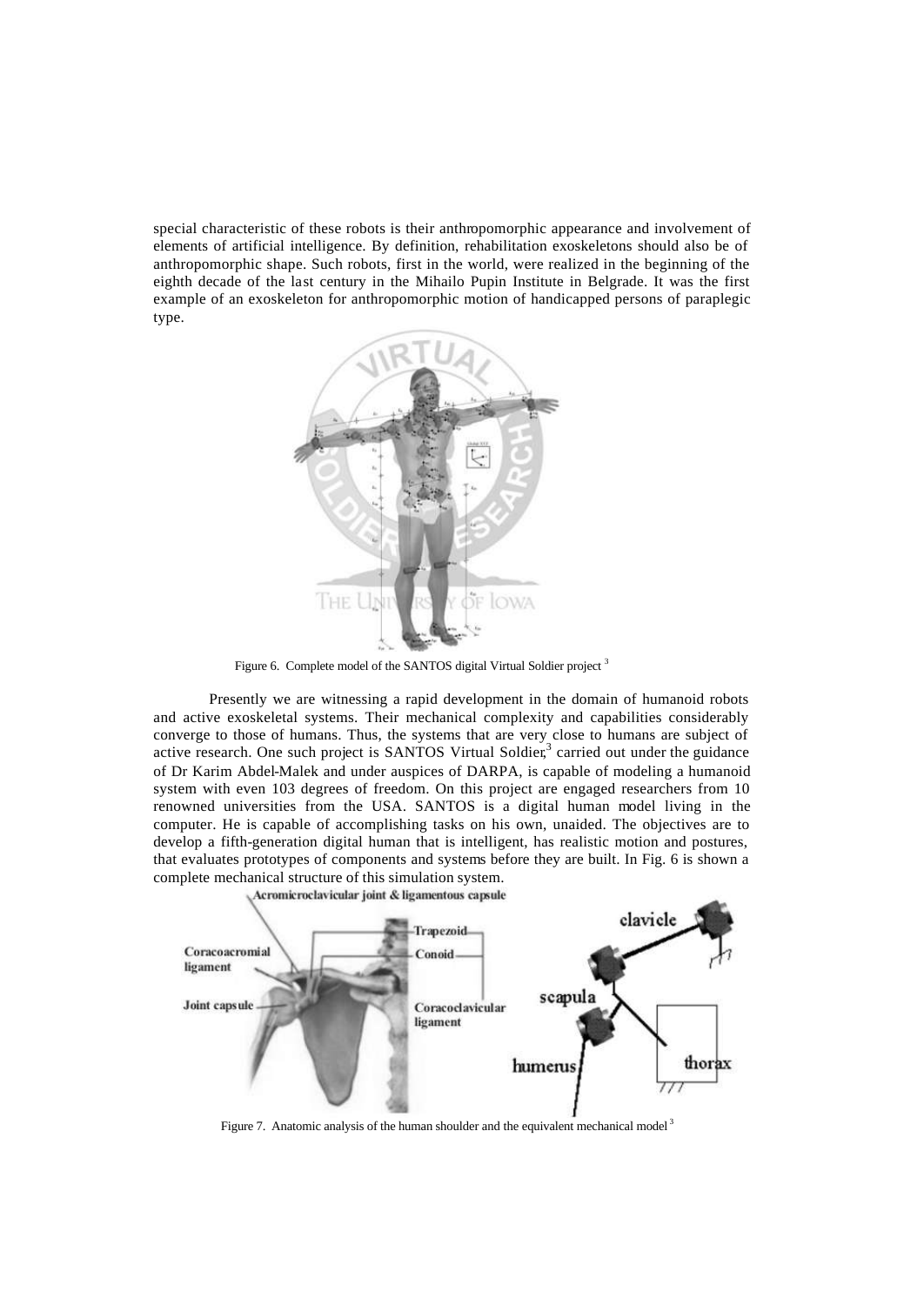special characteristic of these robots is their anthropomorphic appearance and involvement of elements of artificial intelligence. By definition, rehabilitation exoskeletons should also be of anthropomorphic shape. Such robots, first in the world, were realized in the beginning of the eighth decade of the last century in the Mihailo Pupin Institute in Belgrade. It was the first example of an exoskeleton for anthropomorphic motion of handicapped persons of paraplegic type.

Figure 6. Complete model of the SANTOS digital Virtual Soldier project [3]

Presently we are witnessing a rapid development in the domain of humanoid robots and active exoskeletal systems. Their mechanical complexity and capabilities considerably converge to those of humans. Thus, the systems that are very close to humans are subject of active research. One such project is SANTOS Virtual Soldier,[3] carried out under the guidance of Dr Karim Abdel-Malek and under auspices of DARPA, is capable of modeling a humanoid system with even 103 degrees of freedom. On this project are engaged researchers from 10 renowned universities from the USA. SANTOS is a digital human model living in the computer. He is capable of accomplishing tasks on his own, unaided. The objectives are to develop a fifth-generation digital human that is intelligent, has realistic motion and postures, that evaluates prototypes of components and systems before they are built. In Fig. 6 is shown a complete mechanical structure of this simulation system.

Figure 7. Anatomic analysis of the human shoulder and the equivalent mechanical model [3]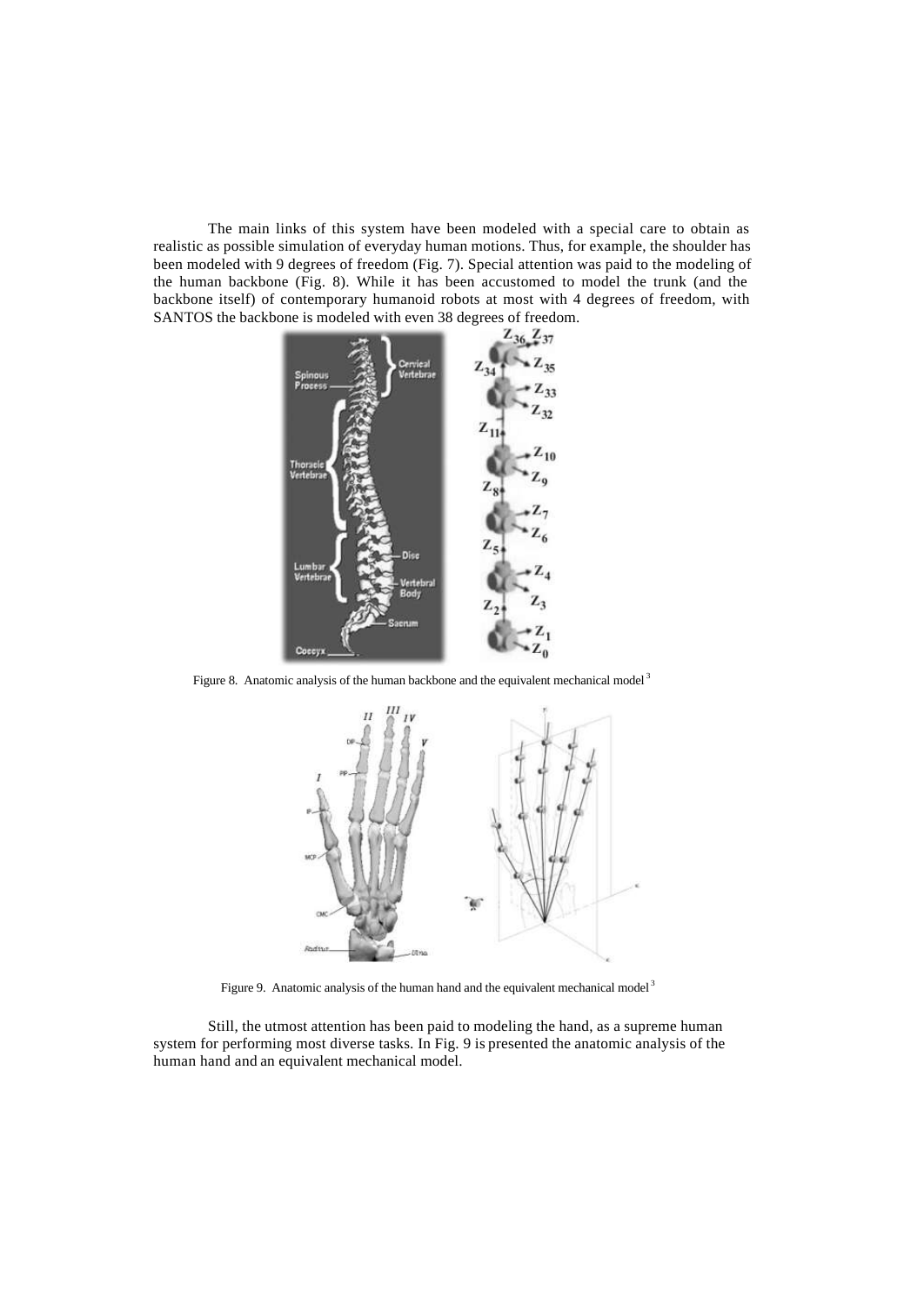The main links of this system have been modeled with a special care to obtain as realistic as possible simulation of everyday human motions. Thus, for example, the shoulder has been modeled with 9 degrees of freedom (Fig. 7). Special attention was paid to the modeling of the human backbone (Fig. 8). While it has been accustomed to model the trunk (and the backbone itself) of contemporary humanoid robots at most with 4 degrees of freedom, with SANTOS the backbone is modeled with even 38 degrees of freedom.

Figure 8. Anatomic analysis of the human backbone and the equivalent mechanical model [3]

Figure 9. Anatomic analysis of the human hand and the equivalent mechanical model [3]

Still, the utmost attention has been paid to modeling the hand, as a supreme human system for performing most diverse tasks. In Fig. 9 is presented the anatomic analysis of the human hand and an equivalent mechanical model.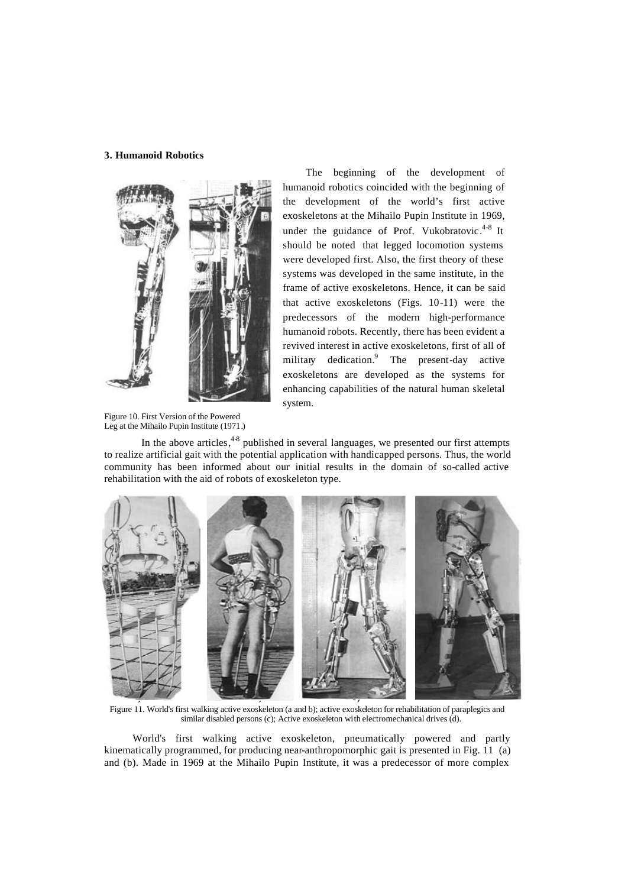### 3. Humanoid Robotics

The beginning of the development of humanoid robotics coincided with the beginning of the development of the world's first active exoskeletons at the Mihailo Pupin Institute in 1969, under the guidance of Prof. Vukobratovic.[4-8] It should be noted that legged locomotion systems were developed first. Also, the first theory of these systems was developed in the same institute, in the frame of active exoskeletons. Hence, it can be said that active exoskeletons (Figs. 10-11) were the predecessors of the modern high-performance humanoid robots. Recently, there has been evident a revived interest in active exoskeletons, first of all of military dedication.[9] The present-day active exoskeletons are developed as the systems for enhancing capabilities of the natural human skeletal system.

Figure 10. First Version of the Powered Leg at the Mihailo Pupin Institute (1971.)

In the above articles,[4-8] published in several languages, we presented our first attempts to realize artificial gait with the potential application with handicapped persons. Thus, the world community has been informed about our initial results in the domain of so-called active rehabilitation with the aid of robots of exoskeleton type.

Figure 11. World's first walking active exoskeleton (a and b); active exoskeleton for rehabilitation of paraplegics and similar disabled persons (c); Active exoskeleton with electromechanical drives (d).

World's first walking active exoskeleton, pneumatically powered and partly kinematically programmed, for producing near-anthropomorphic gait is presented in Fig. 11 (a) and (b). Made in 1969 at the Mihailo Pupin Institute, it was a predecessor of more complex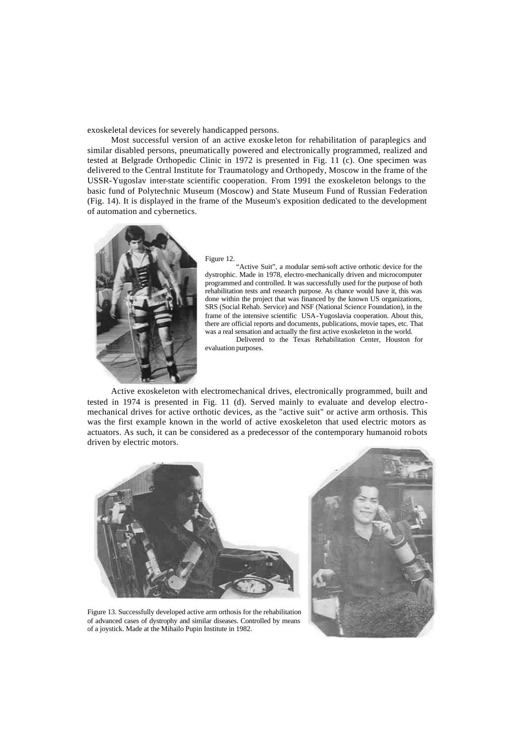exoskeletal devices for severely handicapped persons.

Most successful version of an active exoskeleton for rehabilitation of paraplegics and similar disabled persons, pneumatically powered and electronically programmed, realized and tested at Belgrade Orthopedic Clinic in 1972 is presented in Fig. 11 (c). One specimen was delivered to the Central Institute for Traumatology and Orthopedy, Moscow in the frame of the USSR-Yugoslav inter-state scientific cooperation. From 1991 the exoskeleton belongs to the basic fund of Polytechnic Museum (Moscow) and State Museum Fund of Russian Federation (Fig. 14). It is displayed in the frame of the Museum's exposition dedicated to the development of automation and cybernetics.

Figure 12.

"Active Suit", a modular semi-soft active orthotic device for the dystrophic. Made in 1978, electro-mechanically driven and microcomputer programmed and controlled. It was successfully used for the purpose of both rehabilitation tests and research purpose. As chance would have it, this was done within the project that was financed by the known US organizations, SRS (Social Rehab. Service) and NSF (National Science Foundation), in the frame of the intensive scientific USA-Yugoslavia cooperation. About this, there are official reports and documents, publications, movie tapes, etc. That was a real sensation and actually the first active exoskeleton in the world.

Delivered to the Texas Rehabilitation Center, Houston for evaluation purposes.

Active exoskeleton with electromechanical drives, electronically programmed, built and tested in 1974 is presented in Fig. 11 (d). Served mainly to evaluate and develop electro-mechanical drives for active orthotic devices, as the "active suit" or active arm orthosis. This was the first example known in the world of active exoskeleton that used electric motors as actuators. As such, it can be considered as a predecessor of the contemporary humanoid robots driven by electric motors.

Figure 13. Successfully developed active arm orthosis for the rehabilitation of advanced cases of dystrophy and similar diseases. Controlled by means of a joystick. Made at the Mihailo Pupin Institute in 1982.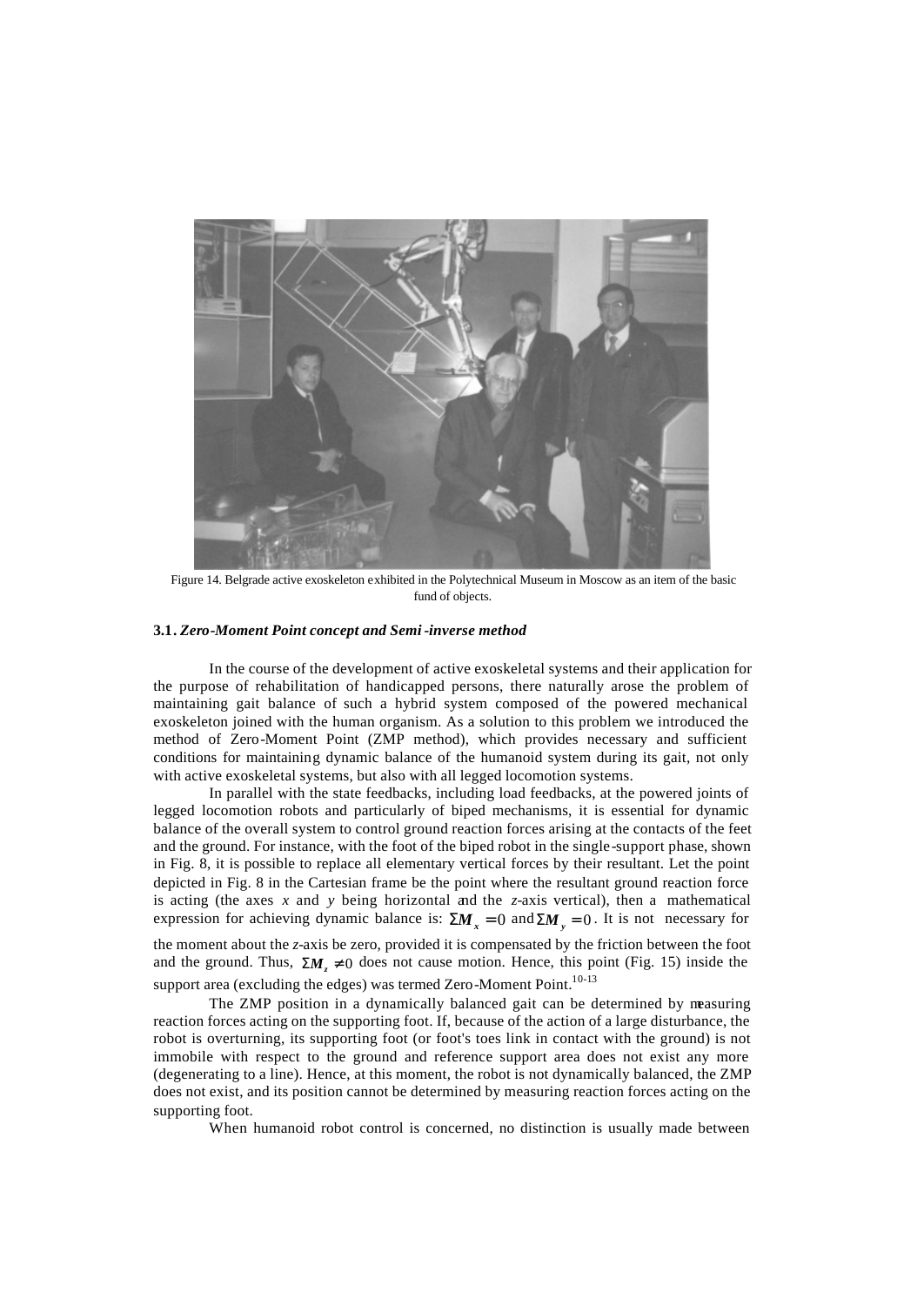Figure 14. Belgrade active exoskeleton exhibited in the Polytechnical Museum in Moscow as an item of the basic fund of objects.

### 3.1. *Zero-Moment Point concept and Semi-inverse method*

In the course of the development of active exoskeletal systems and their application for the purpose of rehabilitation of handicapped persons, there naturally arose the problem of maintaining gait balance of such a hybrid system composed of the powered mechanical exoskeleton joined with the human organism. As a solution to this problem we introduced the method of Zero-Moment Point (ZMP method), which provides necessary and sufficient conditions for maintaining dynamic balance of the humanoid system during its gait, not only with active exoskeletal systems, but also with all legged locomotion systems.

In parallel with the state feedbacks, including load feedbacks, at the powered joints of legged locomotion robots and particularly of biped mechanisms, it is essential for dynamic balance of the overall system to control ground reaction forces arising at the contacts of the feet and the ground. For instance, with the foot of the biped robot in the single-support phase, shown in Fig. 8, it is possible to replace all elementary vertical forces by their resultant. Let the point depicted in Fig. 8 in the Cartesian frame be the point where the resultant ground reaction force is acting (the axes *x* and *y* being horizontal and the *z*-axis vertical), then a mathematical expression for achieving dynamic balance is: $\Sigma M_x = 0$ and $\Sigma M_y = 0$. It is not necessary for the moment about the *z*-axis be zero, provided it is compensated by the friction between the foot and the ground. Thus, $\Sigma M_z \neq 0$ does not cause motion. Hence, this point (Fig. 15) inside the support area (excluding the edges) was termed Zero-Moment Point.[10-13]

The ZMP position in a dynamically balanced gait can be determined by measuring reaction forces acting on the supporting foot. If, because of the action of a large disturbance, the robot is overturning, its supporting foot (or foot's toes link in contact with the ground) is not immobile with respect to the ground and reference support area does not exist any more (degenerating to a line). Hence, at this moment, the robot is not dynamically balanced, the ZMP does not exist, and its position cannot be determined by measuring reaction forces acting on the supporting foot.

When humanoid robot control is concerned, no distinction is usually made between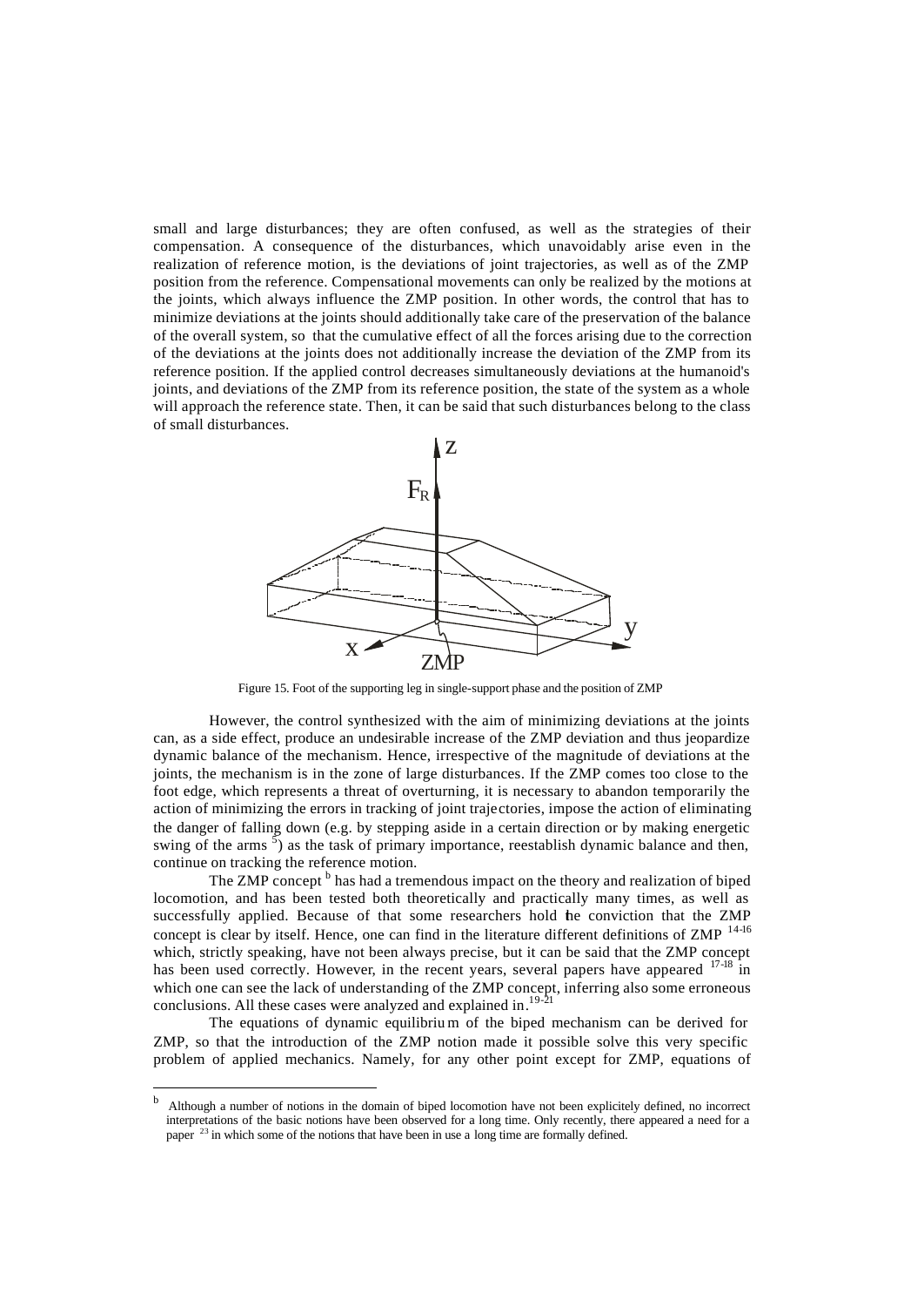small and large disturbances; they are often confused, as well as the strategies of their compensation. A consequence of the disturbances, which unavoidably arise even in the realization of reference motion, is the deviations of joint trajectories, as well as of the ZMP position from the reference. Compensational movements can only be realized by the motions at the joints, which always influence the ZMP position. In other words, the control that has to minimize deviations at the joints should additionally take care of the preservation of the balance of the overall system, so that the cumulative effect of all the forces arising due to the correction of the deviations at the joints does not additionally increase the deviation of the ZMP from its reference position. If the applied control decreases simultaneously deviations at the humanoid's joints, and deviations of the ZMP from its reference position, the state of the system as a whole will approach the reference state. Then, it can be said that such disturbances belong to the class of small disturbances.

z

$F_R$

y

x

ZMP

Figure 15. Foot of the supporting leg in single-support phase and the position of ZMP

However, the control synthesized with the aim of minimizing deviations at the joints can, as a side effect, produce an undesirable increase of the ZMP deviation and thus jeopardize dynamic balance of the mechanism. Hence, irrespective of the magnitude of deviations at the joints, the mechanism is in the zone of large disturbances. If the ZMP comes too close to the foot edge, which represents a threat of overturning, it is necessary to abandon temporarily the action of minimizing the errors in tracking of joint trajectories, impose the action of eliminating the danger of falling down (e.g. by stepping aside in a certain direction or by making energetic swing of the arms [5]) as the task of primary importance, reestablish dynamic balance and then, continue on tracking the reference motion.

The ZMP concept [b] has had a tremendous impact on the theory and realization of biped locomotion, and has been tested both theoretically and practically many times, as well as successfully applied. Because of that some researchers hold the conviction that the ZMP concept is clear by itself. Hence, one can find in the literature different definitions of ZMP [14-16] which, strictly speaking, have not been always precise, but it can be said that the ZMP concept has been used correctly. However, in the recent years, several papers have appeared [17-18] in which one can see the lack of understanding of the ZMP concept, inferring also some erroneous conclusions. All these cases were analyzed and explained in.[19-21]

The equations of dynamic equilibrium of the biped mechanism can be derived for ZMP, so that the introduction of the ZMP notion made it possible solve this very specific problem of applied mechanics. Namely, for any other point except for ZMP, equations of

[b] Although a number of notions in the domain of biped locomotion have not been explicitely defined, no incorrect interpretations of the basic notions have been observed for a long time. Only recently, there appeared a need for a paper [23] in which some of the notions that have been in use a long time are formally defined.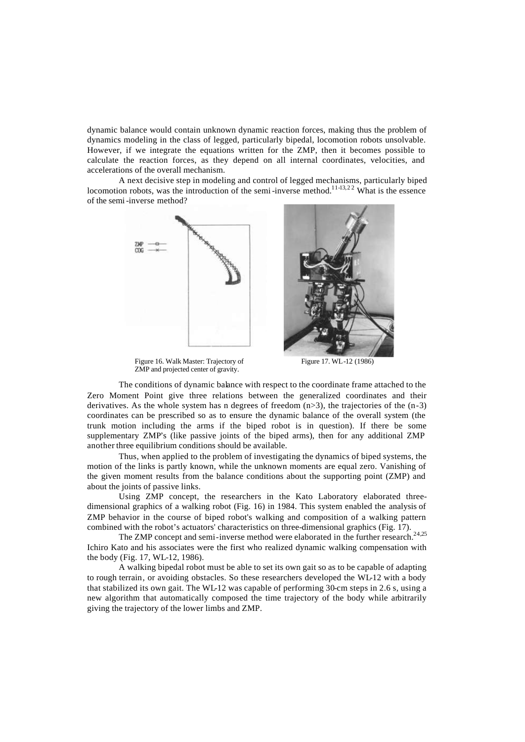dynamic balance would contain unknown dynamic reaction forces, making thus the problem of dynamics modeling in the class of legged, particularly bipedal, locomotion robots unsolvable. However, if we integrate the equations written for the ZMP, then it becomes possible to calculate the reaction forces, as they depend on all internal coordinates, velocities, and accelerations of the overall mechanism.

A next decisive step in modeling and control of legged mechanisms, particularly biped locomotion robots, was the introduction of the semi-inverse method.[11-13,22] What is the essence of the semi-inverse method?

Figure 16. Walk Master: Trajectory of ZMP and projected center of gravity.

Figure 17. WL-12 (1986)

The conditions of dynamic balance with respect to the coordinate frame attached to the Zero Moment Point give three relations between the generalized coordinates and their derivatives. As the whole system has n degrees of freedom ($n>3$), the trajectories of the ($n-3$) coordinates can be prescribed so as to ensure the dynamic balance of the overall system (the trunk motion including the arms if the biped robot is in question). If there be some supplementary ZMP's (like passive joints of the biped arms), then for any additional ZMP another three equilibrium conditions should be available.

Thus, when applied to the problem of investigating the dynamics of biped systems, the motion of the links is partly known, while the unknown moments are equal zero. Vanishing of the given moment results from the balance conditions about the supporting point (ZMP) and about the joints of passive links.

Using ZMP concept, the researchers in the Kato Laboratory elaborated three-dimensional graphics of a walking robot (Fig. 16) in 1984. This system enabled the analysis of ZMP behavior in the course of biped robot's walking and composition of a walking pattern combined with the robot's actuators' characteristics on three-dimensional graphics (Fig. 17).

The ZMP concept and semi-inverse method were elaborated in the further research.[24,25] Ichiro Kato and his associates were the first who realized dynamic walking compensation with the body (Fig. 17, WL-12, 1986).

A walking bipedal robot must be able to set its own gait so as to be capable of adapting to rough terrain, or avoiding obstacles. So these researchers developed the WL-12 with a body that stabilized its own gait. The WL-12 was capable of performing 30-cm steps in 2.6 s, using a new algorithm that automatically composed the time trajectory of the body while arbitrarily giving the trajectory of the lower limbs and ZMP.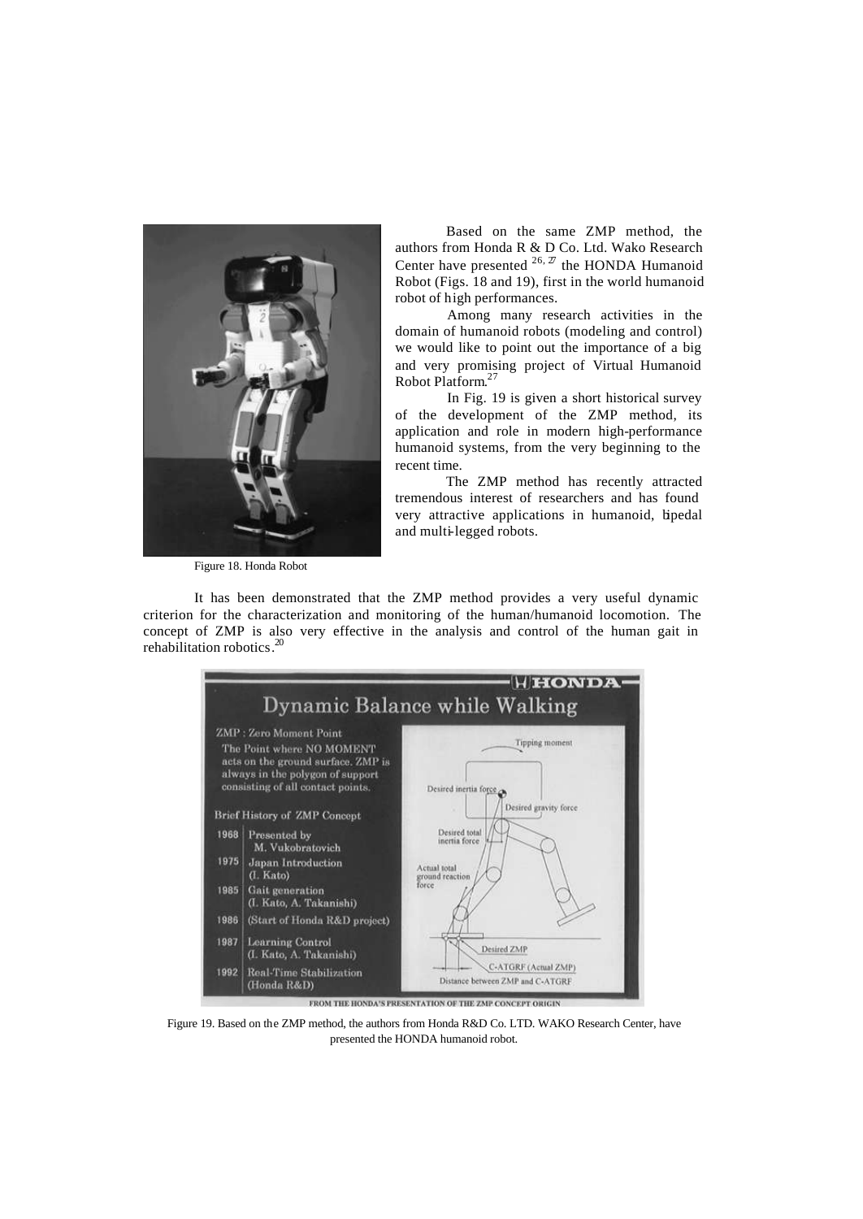Based on the same ZMP method, the authors from Honda R & D Co. Ltd. Wako Research Center have presented [26, 27] the HONDA Humanoid Robot (Figs. 18 and 19), first in the world humanoid robot of high performances.

Among many research activities in the domain of humanoid robots (modeling and control) we would like to point out the importance of a big and very promising project of Virtual Humanoid Robot Platform.[27]

In Fig. 19 is given a short historical survey of the development of the ZMP method, its application and role in modern high-performance humanoid systems, from the very beginning to the recent time.

The ZMP method has recently attracted tremendous interest of researchers and has found very attractive applications in humanoid, bipedal and multi-legged robots.

Figure 18. Honda Robot

It has been demonstrated that the ZMP method provides a very useful dynamic criterion for the characterization and monitoring of the human/humanoid locomotion. The concept of ZMP is also very effective in the analysis and control of the human gait in rehabilitation robotics.[20]

Figure 19. Based on the ZMP method, the authors from Honda R&D Co. LTD. WAKO Research Center, have presented the HONDA humanoid robot.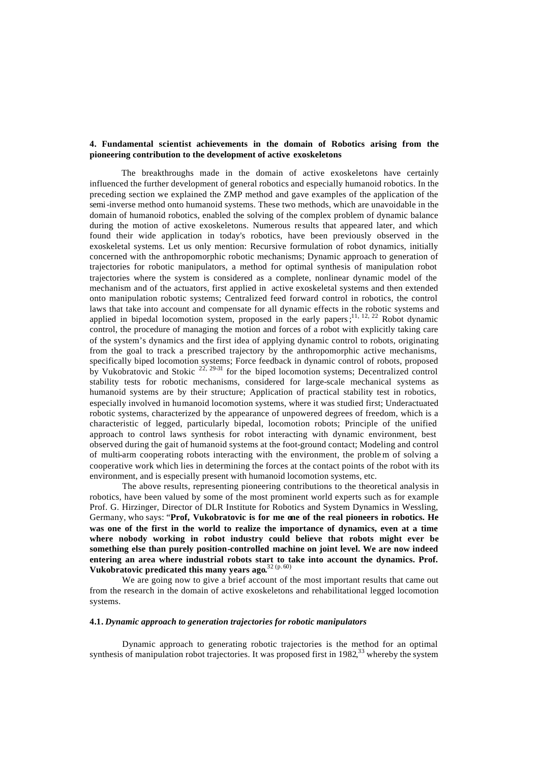## 4. Fundamental scientist achievements in the domain of Robotics arising from the pioneering contribution to the development of active exoskeletons

The breakthroughs made in the domain of active exoskeletons have certainly influenced the further development of general robotics and especially humanoid robotics. In the preceding section we explained the ZMP method and gave examples of the application of the semi-inverse method onto humanoid systems. These two methods, which are unavoidable in the domain of humanoid robotics, enabled the solving of the complex problem of dynamic balance during the motion of active exoskeletons. Numerous results that appeared later, and which found their wide application in today's robotics, have been previously observed in the exoskeletal systems. Let us only mention: Recursive formulation of robot dynamics, initially concerned with the anthropomorphic robotic mechanisms; Dynamic approach to generation of trajectories for robotic manipulators, a method for optimal synthesis of manipulation robot trajectories where the system is considered as a complete, nonlinear dynamic model of the mechanism and of the actuators, first applied in active exoskeletal systems and then extended onto manipulation robotic systems; Centralized feed forward control in robotics, the control laws that take into account and compensate for all dynamic effects in the robotic systems and applied in bipedal locomotion system, proposed in the early papers;[11, 12, 22] Robot dynamic control, the procedure of managing the motion and forces of a robot with explicitly taking care of the system's dynamics and the first idea of applying dynamic control to robots, originating from the goal to track a prescribed trajectory by the anthropomorphic active mechanisms, specifically biped locomotion systems; Force feedback in dynamic control of robots, proposed by Vukobratovic and Stokic [22, 29-31] for the biped locomotion systems; Decentralized control stability tests for robotic mechanisms, considered for large-scale mechanical systems as humanoid systems are by their structure; Application of practical stability test in robotics, especially involved in humanoid locomotion systems, where it was studied first; Underactuated robotic systems, characterized by the appearance of unpowered degrees of freedom, which is a characteristic of legged, particularly bipedal, locomotion robots; Principle of the unified approach to control laws synthesis for robot interacting with dynamic environment, best observed during the gait of humanoid systems at the foot-ground contact; Modeling and control of multi-arm cooperating robots interacting with the environment, the problem of solving a cooperative work which lies in determining the forces at the contact points of the robot with its environment, and is especially present with humanoid locomotion systems, etc.

The above results, representing pioneering contributions to the theoretical analysis in robotics, have been valued by some of the most prominent world experts such as for example Prof. G. Hirzinger, Director of DLR Institute for Robotics and System Dynamics in Wessling, Germany, who says: "**Prof, Vukobratovic is for me one of the real pioneers in robotics. He was one of the first in the world to realize the importance of dynamics, even at a time where nobody working in robot industry could believe that robots might ever be something else than purely position-controlled machine on joint level. We are now indeed entering an area where industrial robots start to take into account the dynamics. Prof. Vukobratovic predicated this many years ago.**"[32 (p. 60)]

We are going now to give a brief account of the most important results that came out from the research in the domain of active exoskeletons and rehabilitational legged locomotion systems.

### 4.1. *Dynamic approach to generation trajectories for robotic manipulators*

Dynamic approach to generating robotic trajectories is the method for an optimal synthesis of manipulation robot trajectories. It was proposed first in 1982,[33] whereby the system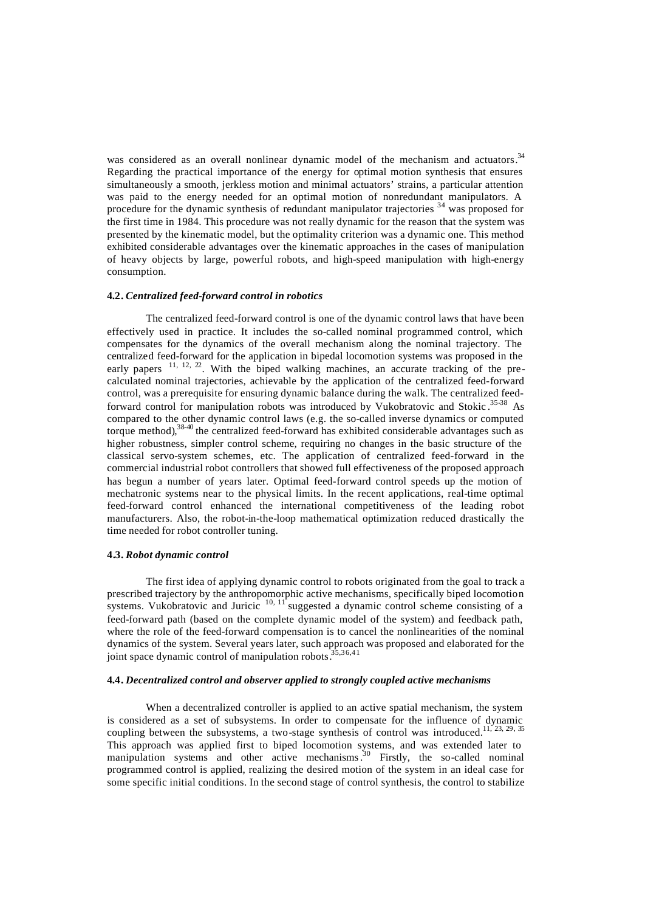was considered as an overall nonlinear dynamic model of the mechanism and actuators.[34] Regarding the practical importance of the energy for optimal motion synthesis that ensures simultaneously a smooth, jerkless motion and minimal actuators' strains, a particular attention was paid to the energy needed for an optimal motion of nonredundant manipulators. A procedure for the dynamic synthesis of redundant manipulator trajectories [34] was proposed for the first time in 1984. This procedure was not really dynamic for the reason that the system was presented by the kinematic model, but the optimality criterion was a dynamic one. This method exhibited considerable advantages over the kinematic approaches in the cases of manipulation of heavy objects by large, powerful robots, and high-speed manipulation with high-energy consumption.

#### 4.2. *Centralized feed-forward control in robotics*

The centralized feed-forward control is one of the dynamic control laws that have been effectively used in practice. It includes the so-called nominal programmed control, which compensates for the dynamics of the overall mechanism along the nominal trajectory. The centralized feed-forward for the application in bipedal locomotion systems was proposed in the early papers [11, 12, 22]. With the biped walking machines, an accurate tracking of the pre-calculated nominal trajectories, achievable by the application of the centralized feed-forward control, was a prerequisite for ensuring dynamic balance during the walk. The centralized feed-forward control for manipulation robots was introduced by Vukobratovic and Stokic.[35-38] As compared to the other dynamic control laws (e.g. the so-called inverse dynamics or computed torque method),[38-40] the centralized feed-forward has exhibited considerable advantages such as higher robustness, simpler control scheme, requiring no changes in the basic structure of the classical servo-system schemes, etc. The application of centralized feed-forward in the commercial industrial robot controllers that showed full effectiveness of the proposed approach has begun a number of years later. Optimal feed-forward control speeds up the motion of mechatronic systems near to the physical limits. In the recent applications, real-time optimal feed-forward control enhanced the international competitiveness of the leading robot manufacturers. Also, the robot-in-the-loop mathematical optimization reduced drastically the time needed for robot controller tuning.

#### 4.3. *Robot dynamic control*

The first idea of applying dynamic control to robots originated from the goal to track a prescribed trajectory by the anthropomorphic active mechanisms, specifically biped locomotion systems. Vukobratovic and Juricic [10, 11] suggested a dynamic control scheme consisting of a feed-forward path (based on the complete dynamic model of the system) and feedback path, where the role of the feed-forward compensation is to cancel the nonlinearities of the nominal dynamics of the system. Several years later, such approach was proposed and elaborated for the joint space dynamic control of manipulation robots.[35,36,41]

#### 4.4. *Decentralized control and observer applied to strongly coupled active mechanisms*

When a decentralized controller is applied to an active spatial mechanism, the system is considered as a set of subsystems. In order to compensate for the influence of dynamic coupling between the subsystems, a two-stage synthesis of control was introduced.[11, 23, 29, 35] This approach was applied first to biped locomotion systems, and was extended later to manipulation systems and other active mechanisms.[30] Firstly, the so-called nominal programmed control is applied, realizing the desired motion of the system in an ideal case for some specific initial conditions. In the second stage of control synthesis, the control to stabilize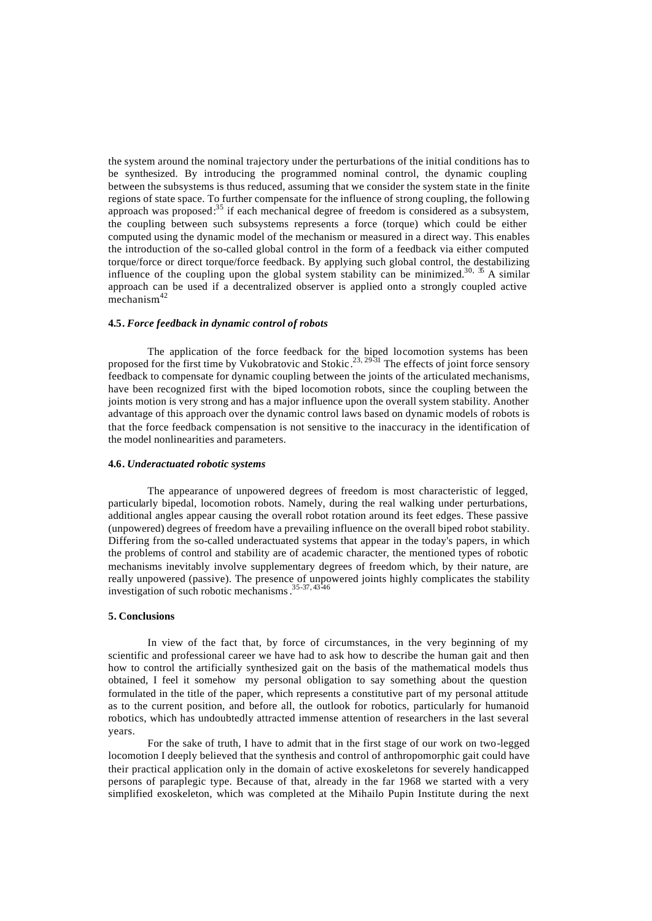the system around the nominal trajectory under the perturbations of the initial conditions has to be synthesized. By introducing the programmed nominal control, the dynamic coupling between the subsystems is thus reduced, assuming that we consider the system state in the finite regions of state space. To further compensate for the influence of strong coupling, the following approach was proposed:[35] if each mechanical degree of freedom is considered as a subsystem, the coupling between such subsystems represents a force (torque) which could be either computed using the dynamic model of the mechanism or measured in a direct way. This enables the introduction of the so-called global control in the form of a feedback via either computed torque/force or direct torque/force feedback. By applying such global control, the destabilizing influence of the coupling upon the global system stability can be minimized.[30, 35] A similar approach can be used if a decentralized observer is applied onto a strongly coupled active mechanism[42]

### 4.5. *Force feedback in dynamic control of robots*

The application of the force feedback for the biped locomotion systems has been proposed for the first time by Vukobratovic and Stokic.[23, 29-31] The effects of joint force sensory feedback to compensate for dynamic coupling between the joints of the articulated mechanisms, have been recognized first with the biped locomotion robots, since the coupling between the joints motion is very strong and has a major influence upon the overall system stability. Another advantage of this approach over the dynamic control laws based on dynamic models of robots is that the force feedback compensation is not sensitive to the inaccuracy in the identification of the model nonlinearities and parameters.

### 4.6. *Underactuated robotic systems*

The appearance of unpowered degrees of freedom is most characteristic of legged, particularly bipedal, locomotion robots. Namely, during the real walking under perturbations, additional angles appear causing the overall robot rotation around its feet edges. These passive (unpowered) degrees of freedom have a prevailing influence on the overall biped robot stability. Differing from the so-called underactuated systems that appear in the today's papers, in which the problems of control and stability are of academic character, the mentioned types of robotic mechanisms inevitably involve supplementary degrees of freedom which, by their nature, are really unpowered (passive). The presence of unpowered joints highly complicates the stability investigation of such robotic mechanisms.[35-37, 43-46]

## 5. Conclusions

In view of the fact that, by force of circumstances, in the very beginning of my scientific and professional career we have had to ask how to describe the human gait and then how to control the artificially synthesized gait on the basis of the mathematical models thus obtained, I feel it somehow my personal obligation to say something about the question formulated in the title of the paper, which represents a constitutive part of my personal attitude as to the current position, and before all, the outlook for robotics, particularly for humanoid robotics, which has undoubtedly attracted immense attention of researchers in the last several years.

For the sake of truth, I have to admit that in the first stage of our work on two-legged locomotion I deeply believed that the synthesis and control of anthropomorphic gait could have their practical application only in the domain of active exoskeletons for severely handicapped persons of paraplegic type. Because of that, already in the far 1968 we started with a very simplified exoskeleton, which was completed at the Mihailo Pupin Institute during the next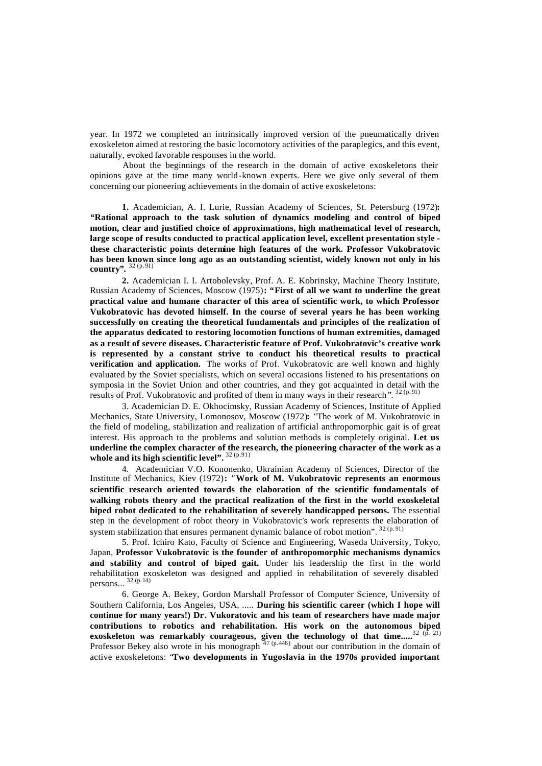year. In 1972 we completed an intrinsically improved version of the pneumatically driven exoskeleton aimed at restoring the basic locomotory activities of the paraplegics, and this event, naturally, evoked favorable responses in the world.

About the beginnings of the research in the domain of active exoskeletons their opinions gave at the time many world-known experts. Here we give only several of them concerning our pioneering achievements in the domain of active exoskeletons:

**1.** Academician, A. I. Lurie, Russian Academy of Sciences, St. Petersburg (1972)**: "Rational approach to the task solution of dynamics modeling and control of biped motion, clear and justified choice of approximations, high mathematical level of research, large scope of results conducted to practical application level, excellent presentation style - these characteristic points determine high features of the work. Professor Vukobratovic has been known since long ago as an outstanding scientist, widely known not only in his country".** [32 (p. 91)]

**2.** Academician I. I. Artobolevsky, Prof. A. E. Kobrinsky, Machine Theory Institute, Russian Academy of Sciences, Moscow (1975)**: "First of all we want to underline the great practical value and humane character of this area of scientific work, to which Professor Vukobratovic has devoted himself. In the course of several years he has been working successfully on creating the theoretical fundamentals and principles of the realization of the apparatus dedicated to restoring locomotion functions of human extremities, damaged as a result of severe diseases. Characteristic feature of Prof. Vukobratovic's creative work is represented by a constant strive to conduct his theoretical results to practical verification and application.** The works of Prof. Vukobratovic are well known and highly evaluated by the Soviet specialists, which on several occasions listened to his presentations on symposia in the Soviet Union and other countries, and they got acquainted in detail with the results of Prof. Vukobratovic and profited of them in many ways in their research". [32 (p. 91)]

3. Academician D. E. Okhocimsky, Russian Academy of Sciences, Institute of Applied Mechanics, State University, Lomonosov, Moscow (1972)**:** "The work of M. Vukobratovic in the field of modeling, stabilization and realization of artificial anthropomorphic gait is of great interest. His approach to the problems and solution methods is completely original. **Let us underline the complex character of the research, the pioneering character of the work as a whole and its high scientific level".** [32 (p.91)]

4. Academician V.O. Kononenko, Ukrainian Academy of Sciences, Director of the Institute of Mechanics, Kiev (1972)**: "Work of M. Vukobratovic represents an enormous scientific research oriented towards the elaboration of the scientific fundamentals of walking robots theory and the practical realization of the first in the world exoskeletal biped robot dedicated to the rehabilitation of severely handicapped persons.** The essential step in the development of robot theory in Vukobratovic's work represents the elaboration of system stabilization that ensures permanent dynamic balance of robot motion". [32 (p. 91)]

5. Prof. Ichiro Kato, Faculty of Science and Engineering, Waseda University, Tokyo, Japan, **Professor Vukobratovic is the founder of anthropomorphic mechanisms dynamics and stability and control of biped gait.** Under his leadership the first in the world rehabilitation exoskeleton was designed and applied in rehabilitation of severely disabled persons... [32 (p. 14)]

6. George A. Bekey, Gordon Marshall Professor of Computer Science, University of Southern California, Los Angeles, USA, ..... **During his scientific career (which I hope will continue for many years!) Dr. Vukoratovic and his team of researchers have made major contributions to robotics and rehabilitation. His work on the autonomous biped exoskeleton was remarkably courageous, given the technology of that time.....** [32 (p. 21)] Professor Bekey also wrote in his monograph [47 (p. 446)] about our contribution in the domain of active exoskeletons: "**Two developments in Yugoslavia in the 1970s provided important**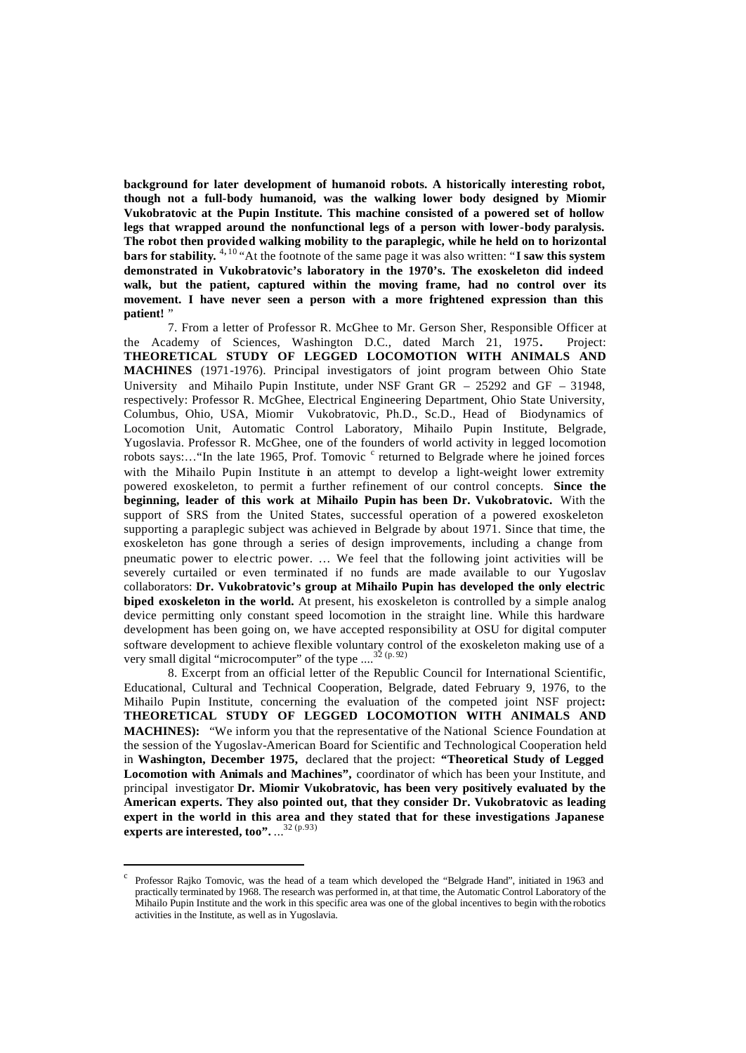**background for later development of humanoid robots. A historically interesting robot, though not a full-body humanoid, was the walking lower body designed by Miomir Vukobratovic at the Pupin Institute. This machine consisted of a powered set of hollow legs that wrapped around the nonfunctional legs of a person with lower-body paralysis. The robot then provided walking mobility to the paraplegic, while he held on to horizontal bars for stability.** [4,10] "At the footnote of the same page it was also written: "**I saw this system demonstrated in Vukobratovic's laboratory in the 1970's. The exoskeleton did indeed walk, but the patient, captured within the moving frame, had no control over its movement. I have never seen a person with a more frightened expression than this patient!** "

7. From a letter of Professor R. McGhee to Mr. Gerson Sher, Responsible Officer at the Academy of Sciences, Washington D.C., dated March 21, 1975**.** Project: **THEORETICAL STUDY OF LEGGED LOCOMOTION WITH ANIMALS AND MACHINES** (1971-1976). Principal investigators of joint program between Ohio State University and Mihailo Pupin Institute, under NSF Grant GR – 25292 and GF – 31948, respectively: Professor R. McGhee, Electrical Engineering Department, Ohio State University, Columbus, Ohio, USA, Miomir Vukobratovic, Ph.D., Sc.D., Head of Biodynamics of Locomotion Unit, Automatic Control Laboratory, Mihailo Pupin Institute, Belgrade, Yugoslavia. Professor R. McGhee, one of the founders of world activity in legged locomotion robots says:…"In the late 1965, Prof. Tomovic [c] returned to Belgrade where he joined forces with the Mihailo Pupin Institute in an attempt to develop a light-weight lower extremity powered exoskeleton, to permit a further refinement of our control concepts. **Since the beginning, leader of this work at Mihailo Pupin has been Dr. Vukobratovic.** With the support of SRS from the United States, successful operation of a powered exoskeleton supporting a paraplegic subject was achieved in Belgrade by about 1971. Since that time, the exoskeleton has gone through a series of design improvements, including a change from pneumatic power to electric power. … We feel that the following joint activities will be severely curtailed or even terminated if no funds are made available to our Yugoslav collaborators: **Dr. Vukobratovic's group at Mihailo Pupin has developed the only electric biped exoskeleton in the world.** At present, his exoskeleton is controlled by a simple analog device permitting only constant speed locomotion in the straight line. While this hardware development has been going on, we have accepted responsibility at OSU for digital computer software development to achieve flexible voluntary control of the exoskeleton making use of a very small digital "microcomputer" of the type ....[32 (p. 92)]

8. Excerpt from an official letter of the Republic Council for International Scientific, Educational, Cultural and Technical Cooperation, Belgrade, dated February 9, 1976, to the Mihailo Pupin Institute, concerning the evaluation of the competed joint NSF project**: THEORETICAL STUDY OF LEGGED LOCOMOTION WITH ANIMALS AND MACHINES):** "We inform you that the representative of the National Science Foundation at the session of the Yugoslav-American Board for Scientific and Technological Cooperation held in **Washington, December 1975,** declared that the project: **"Theoretical Study of Legged Locomotion with Animals and Machines",** coordinator of which has been your Institute, and principal investigator **Dr. Miomir Vukobratovic, has been very positively evaluated by the American experts. They also pointed out, that they consider Dr. Vukobratovic as leading expert in the world in this area and they stated that for these investigations Japanese experts are interested, too".** ...[32 (p.93)]

---

[c] Professor Rajko Tomovic, was the head of a team which developed the "Belgrade Hand", initiated in 1963 and practically terminated by 1968. The research was performed in, at that time, the Automatic Control Laboratory of the Mihailo Pupin Institute and the work in this specific area was one of the global incentives to begin with the robotics activities in the Institute, as well as in Yugoslavia.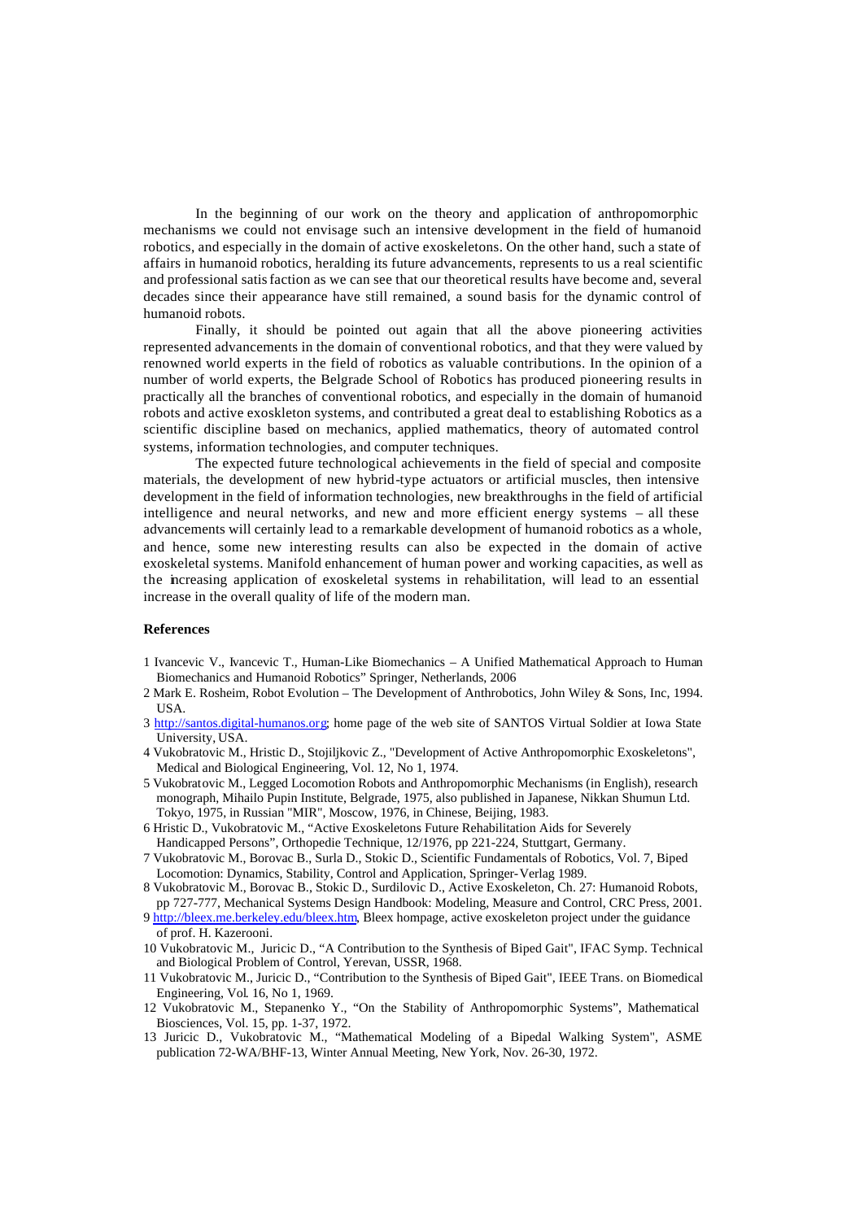In the beginning of our work on the theory and application of anthropomorphic mechanisms we could not envisage such an intensive development in the field of humanoid robotics, and especially in the domain of active exoskeletons. On the other hand, such a state of affairs in humanoid robotics, heralding its future advancements, represents to us a real scientific and professional satisfaction as we can see that our theoretical results have become and, several decades since their appearance have still remained, a sound basis for the dynamic control of humanoid robots.

Finally, it should be pointed out again that all the above pioneering activities represented advancements in the domain of conventional robotics, and that they were valued by renowned world experts in the field of robotics as valuable contributions. In the opinion of a number of world experts, the Belgrade School of Robotics has produced pioneering results in practically all the branches of conventional robotics, and especially in the domain of humanoid robots and active exoskleton systems, and contributed a great deal to establishing Robotics as a scientific discipline based on mechanics, applied mathematics, theory of automated control systems, information technologies, and computer techniques.

The expected future technological achievements in the field of special and composite materials, the development of new hybrid-type actuators or artificial muscles, then intensive development in the field of information technologies, new breakthroughs in the field of artificial intelligence and neural networks, and new and more efficient energy systems – all these advancements will certainly lead to a remarkable development of humanoid robotics as a whole, and hence, some new interesting results can also be expected in the domain of active exoskeletal systems. Manifold enhancement of human power and working capacities, as well as the increasing application of exoskeletal systems in rehabilitation, will lead to an essential increase in the overall quality of life of the modern man.

**References**

1 Ivancevic V., Ivancevic T., Human-Like Biomechanics – A Unified Mathematical Approach to Human Biomechanics and Humanoid Robotics" Springer, Netherlands, 2006

2 Mark E. Rosheim, Robot Evolution – The Development of Anthrobotics, John Wiley & Sons, Inc, 1994. USA.

3 http://santos.digital-humanos.org; home page of the web site of SANTOS Virtual Soldier at Iowa State University, USA.

4 Vukobratovic M., Hristic D., Stojiljkovic Z., "Development of Active Anthropomorphic Exoskeletons", Medical and Biological Engineering, Vol. 12, No 1, 1974.

5 Vukobratovic M., Legged Locomotion Robots and Anthropomorphic Mechanisms (in English), research monograph, Mihailo Pupin Institute, Belgrade, 1975, also published in Japanese, Nikkan Shumun Ltd. Tokyo, 1975, in Russian "MIR", Moscow, 1976, in Chinese, Beijing, 1983.

6 Hristic D., Vukobratovic M., "Active Exoskeletons Future Rehabilitation Aids for Severely Handicapped Persons", Orthopedie Technique, 12/1976, pp 221-224, Stuttgart, Germany.

7 Vukobratovic M., Borovac B., Surla D., Stokic D., Scientific Fundamentals of Robotics, Vol. 7, Biped Locomotion: Dynamics, Stability, Control and Application, Springer-Verlag 1989.

8 Vukobratovic M., Borovac B., Stokic D., Surdilovic D., Active Exoskeleton, Ch. 27: Humanoid Robots, pp 727-777, Mechanical Systems Design Handbook: Modeling, Measure and Control, CRC Press, 2001.

9 http://bleex.me.berkeley.edu/bleex.htm, Bleex hompage, active exoskeleton project under the guidance of prof. H. Kazerooni.

10 Vukobratovic M., Juricic D., "A Contribution to the Synthesis of Biped Gait", IFAC Symp. Technical and Biological Problem of Control, Yerevan, USSR, 1968.

11 Vukobratovic M., Juricic D., "Contribution to the Synthesis of Biped Gait", IEEE Trans. on Biomedical Engineering, Vol. 16, No 1, 1969.

12 Vukobratovic M., Stepanenko Y., "On the Stability of Anthropomorphic Systems", Mathematical Biosciences, Vol. 15, pp. 1-37, 1972.

13 Juricic D., Vukobratovic M., "Mathematical Modeling of a Bipedal Walking System", ASME publication 72-WA/BHF-13, Winter Annual Meeting, New York, Nov. 26-30, 1972.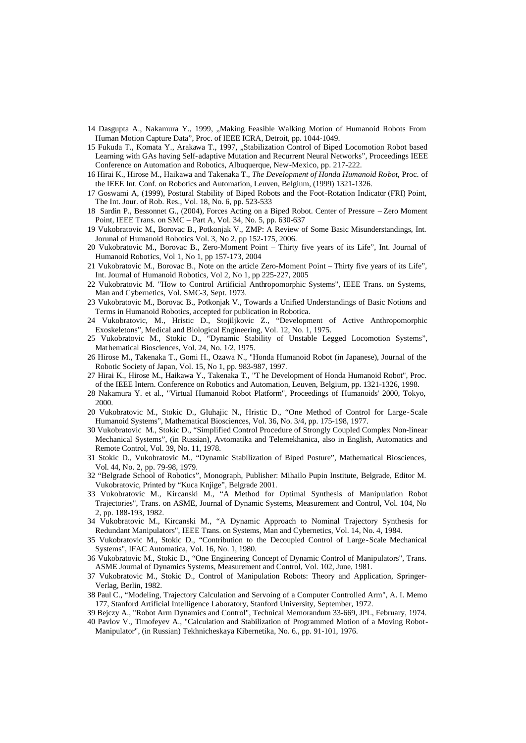14 Dasgupta A., Nakamura Y., 1999, „Making Feasible Walking Motion of Humanoid Robots From Human Motion Capture Data", Proc. of IEEE ICRA, Detroit, pp. 1044-1049.

15 Fukuda T., Komata Y., Arakawa T., 1997, „Stabilization Control of Biped Locomotion Robot based Learning with GAs having Self-adaptive Mutation and Recurrent Neural Networks", Proceedings IEEE Conference on Automation and Robotics, Albuquerque, New-Mexico, pp. 217-222.

16 Hirai K., Hirose M., Haikawa and Takenaka T., *The Development of Honda Humanoid Robot*, Proc. of the IEEE Int. Conf. on Robotics and Automation, Leuven, Belgium, (1999) 1321-1326.

17 Goswami A, (1999), Postural Stability of Biped Robots and the Foot-Rotation Indicator (FRI) Point, The Int. Jour. of Rob. Res., Vol. 18, No. 6, pp. 523-533

18 Sardin P., Bessonnet G., (2004), Forces Acting on a Biped Robot. Center of Pressure – Zero Moment Point, IEEE Trans. on SMC – Part A, Vol. 34, No. 5, pp. 630-637

19 Vukobratovic M., Borovac B., Potkonjak V., ZMP: A Review of Some Basic Misunderstandings, Int. Jorunal of Humanoid Robotics Vol. 3, No 2, pp 152-175, 2006.

20 Vukobratovic M., Borovac B., Zero-Moment Point – Thirty five years of its Life", Int. Journal of Humanoid Robotics, Vol 1, No 1, pp 157-173, 2004

21 Vukobratovic M., Borovac B., Note on the article Zero-Moment Point – Thirty five years of its Life", Int. Journal of Humanoid Robotics, Vol 2, No 1, pp 225-227, 2005

22 Vukobratovic M. "How to Control Artificial Anthropomorphic Systems", IEEE Trans. on Systems, Man and Cybernetics, Vol. SMC-3, Sept. 1973.

23 Vukobratovic M., Borovac B., Potkonjak V., Towards a Unified Understandings of Basic Notions and Terms in Humanoid Robotics, accepted for publication in Robotica.

24 Vukobratovic, M., Hristic D., Stojiljkovic Z., "Development of Active Anthropomorphic Exoskeletons", Medical and Biological Engineering, Vol. 12, No. 1, 1975.

25 Vukobratovic M., Stokic D., "Dynamic Stability of Unstable Legged Locomotion Systems", Mathematical Biosciences, Vol. 24, No. 1/2, 1975.

26 Hirose M., Takenaka T., Gomi H., Ozawa N., "Honda Humanoid Robot (in Japanese), Journal of the Robotic Society of Japan, Vol. 15, No 1, pp. 983-987, 1997.

27 Hirai K., Hirose M., Haikawa Y., Takenaka T., "The Development of Honda Humanoid Robot", Proc. of the IEEE Intern. Conference on Robotics and Automation, Leuven, Belgium, pp. 1321-1326, 1998.

28 Nakamura Y. et al., "Virtual Humanoid Robot Platform", Proceedings of Humanoids' 2000, Tokyo, 2000.

20 Vukobratovic M., Stokic D., Gluhajic N., Hristic D., "One Method of Control for Large-Scale Humanoid Systems", Mathematical Biosciences, Vol. 36, No. 3/4, pp. 175-198, 1977.

30 Vukobratovic M., Stokic D., "Simplified Control Procedure of Strongly Coupled Complex Non-linear Mechanical Systems", (in Russian), Avtomatika and Telemekhanica, also in English, Automatics and Remote Control, Vol. 39, No. 11, 1978.

31 Stokic D., Vukobratovic M., "Dynamic Stabilization of Biped Posture", Mathematical Biosciences, Vol. 44, No. 2, pp. 79-98, 1979.

32 "Belgrade School of Robotics", Monograph, Publisher: Mihailo Pupin Institute, Belgrade, Editor M. Vukobratovic, Printed by "Kuca Knjige", Belgrade 2001.

33 Vukobratovic M., Kircanski M., "A Method for Optimal Synthesis of Manipulation Robot Trajectories", Trans. on ASME, Journal of Dynamic Systems, Measurement and Control, Vol. 104, No 2, pp. 188-193, 1982.

34 Vukobratovic M., Kircanski M., "A Dynamic Approach to Nominal Trajectory Synthesis for Redundant Manipulators", IEEE Trans. on Systems, Man and Cybernetics, Vol. 14, No. 4, 1984.

35 Vukobratovic M., Stokic D., "Contribution to the Decoupled Control of Large-Scale Mechanical Systems", IFAC Automatica, Vol. 16, No. 1, 1980.

36 Vukobratovic M., Stokic D., "One Engineering Concept of Dynamic Control of Manipulators", Trans. ASME Journal of Dynamics Systems, Measurement and Control, Vol. 102, June, 1981.

37 Vukobratovic M., Stokic D., Control of Manipulation Robots: Theory and Application, Springer-Verlag, Berlin, 1982.

38 Paul C., "Modeling, Trajectory Calculation and Servoing of a Computer Controlled Arm", A. I. Memo 177, Stanford Artificial Intelligence Laboratory, Stanford University, September, 1972.

39 Bejczy A., "Robot Arm Dynamics and Control", Technical Memorandum 33-669, JPL, February, 1974.

40 Pavlov V., Timofeyev A., "Calculation and Stabilization of Programmed Motion of a Moving Robot-Manipulator", (in Russian) Tekhnicheskaya Kibernetika, No. 6., pp. 91-101, 1976.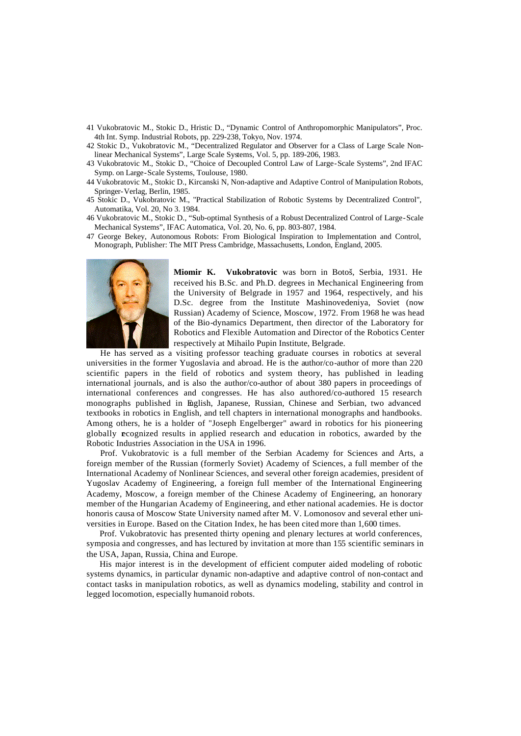41 Vukobratovic M., Stokic D., Hristic D., “Dynamic Control of Anthropomorphic Manipulators”, Proc. 4th Int. Symp. Industrial Robots, pp. 229-238, Tokyo, Nov. 1974.

42 Stokic D., Vukobratovic M., “Decentralized Regulator and Observer for a Class of Large Scale Nonlinear Mechanical Systems”, Large Scale Systems, Vol. 5, pp. 189-206, 1983.

43 Vukobratovic M., Stokic D., “Choice of Decoupled Control Law of Large-Scale Systems”, 2nd IFAC Symp. on Large-Scale Systems, Toulouse, 1980.

44 Vukobratovic M., Stokic D., Kircanski N, Non-adaptive and Adaptive Control of Manipulation Robots, Springer-Verlag, Berlin, 1985.

45 Stokic D., Vukobratovic M., "Practical Stabilization of Robotic Systems by Decentralized Control", Automatika, Vol. 20, No 3. 1984.

46 Vukobratovic M., Stokic D., “Sub-optimal Synthesis of a Robust Decentralized Control of Large-Scale Mechanical Systems”, IFAC Automatica, Vol. 20, No. 6, pp. 803-807, 1984.

47 George Bekey, Autonomous Robots: From Biological Inspiration to Implementation and Control, Monograph, Publisher: The MIT Press Cambridge, Massachusetts, London, England, 2005.

**Miomir K. Vukobratovic** was born in Botoš, Serbia, 1931. He received his B.Sc. and Ph.D. degrees in Mechanical Engineering from the University of Belgrade in 1957 and 1964, respectively, and his D.Sc. degree from the Institute Mashinovedeniya, Soviet (now Russian) Academy of Science, Moscow, 1972. From 1968 he was head of the Bio-dynamics Department, then director of the Laboratory for Robotics and Flexible Automation and Director of the Robotics Center respectively at Mihailo Pupin Institute, Belgrade.

He has served as a visiting professor teaching graduate courses in robotics at several universities in the former Yugoslavia and abroad. He is the author/co-author of more than 220 scientific papers in the field of robotics and system theory, has published in leading international journals, and is also the author/co-author of about 380 papers in proceedings of international conferences and congresses. He has also authored/co-authored 15 research monographs published in English, Japanese, Russian, Chinese and Serbian, two advanced textbooks in robotics in English, and tell chapters in international monographs and handbooks. Among others, he is a holder of "Joseph Engelberger" award in robotics for his pioneering globally recognized results in applied research and education in robotics, awarded by the Robotic Industries Association in the USA in 1996.

Prof. Vukobratovic is a full member of the Serbian Academy for Sciences and Arts, a foreign member of the Russian (formerly Soviet) Academy of Sciences, a full member of the International Academy of Nonlinear Sciences, and several other foreign academies, president of Yugoslav Academy of Engineering, a foreign full member of the International Engineering Academy, Moscow, a foreign member of the Chinese Academy of Engineering, an honorary member of the Hungarian Academy of Engineering, and ether national academies. He is doctor honoris causa of Moscow State University named after M. V. Lomonosov and several ether universities in Europe. Based on the Citation Index, he has been cited more than 1,600 times.

Prof. Vukobratovic has presented thirty opening and plenary lectures at world conferences, symposia and congresses, and has lectured by invitation at more than 155 scientific seminars in the USA, Japan, Russia, China and Europe.

His major interest is in the development of efficient computer aided modeling of robotic systems dynamics, in particular dynamic non-adaptive and adaptive control of non-contact and contact tasks in manipulation robotics, as well as dynamics modeling, stability and control in legged locomotion, especially humanoid robots.